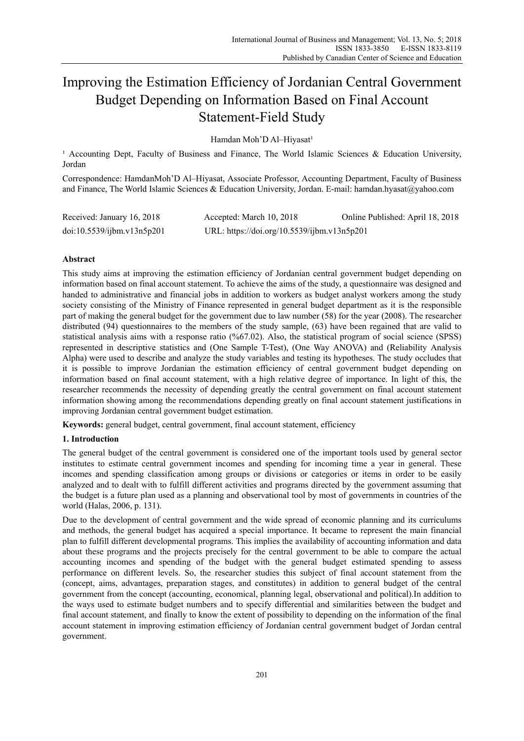# Improving the Estimation Efficiency of Jordanian Central Government Budget Depending on Information Based on Final Account Statement-Field Study

Hamdan Moh'D Al–Hiyasat[1]

[1] Accounting Dept, Faculty of Business and Finance, The World Islamic Sciences & Education University, Jordan

Correspondence: HamdanMoh'D Al–Hiyasat, Associate Professor, Accounting Department, Faculty of Business and Finance, The World Islamic Sciences & Education University, Jordan. E-mail: hamdan.hyasat@yahoo.com

Received: January 16, 2018 Accepted: March 10, 2018 Online Published: April 18, 2018

doi:10.5539/ijbm.v13n5p201 URL: https://doi.org/10.5539/ijbm.v13n5p201

## Abstract

This study aims at improving the estimation efficiency of Jordanian central government budget depending on information based on final account statement. To achieve the aims of the study, a questionnaire was designed and handed to administrative and financial jobs in addition to workers as budget analyst workers among the study society consisting of the Ministry of Finance represented in general budget department as it is the responsible part of making the general budget for the government due to law number (58) for the year (2008). The researcher distributed (94) questionnaires to the members of the study sample, (63) have been regained that are valid to statistical analysis aims with a response ratio (%67.02). Also, the statistical program of social science (SPSS) represented in descriptive statistics and (One Sample T-Test), (One Way ANOVA) and (Reliability Analysis Alpha) were used to describe and analyze the study variables and testing its hypotheses. The study occludes that it is possible to improve Jordanian the estimation efficiency of central government budget depending on information based on final account statement, with a high relative degree of importance. In light of this, the researcher recommends the necessity of depending greatly the central government on final account statement information showing among the recommendations depending greatly on final account statement justifications in improving Jordanian central government budget estimation.

**Keywords:** general budget, central government, final account statement, efficiency

## 1. Introduction

The general budget of the central government is considered one of the important tools used by general sector institutes to estimate central government incomes and spending for incoming time a year in general. These incomes and spending classification among groups or divisions or categories or items in order to be easily analyzed and to dealt with to fulfill different activities and programs directed by the government assuming that the budget is a future plan used as a planning and observational tool by most of governments in countries of the world (Halas, 2006, p. 131).

Due to the development of central government and the wide spread of economic planning and its curriculums and methods, the general budget has acquired a special importance. It became to represent the main financial plan to fulfill different developmental programs. This implies the availability of accounting information and data about these programs and the projects precisely for the central government to be able to compare the actual accounting incomes and spending of the budget with the general budget estimated spending to assess performance on different levels. So, the researcher studies this subject of final account statement from the (concept, aims, advantages, preparation stages, and constitutes) in addition to general budget of the central government from the concept (accounting, economical, planning legal, observational and political).In addition to the ways used to estimate budget numbers and to specify differential and similarities between the budget and final account statement, and finally to know the extent of possibility to depending on the information of the final account statement in improving estimation efficiency of Jordanian central government budget of Jordan central government.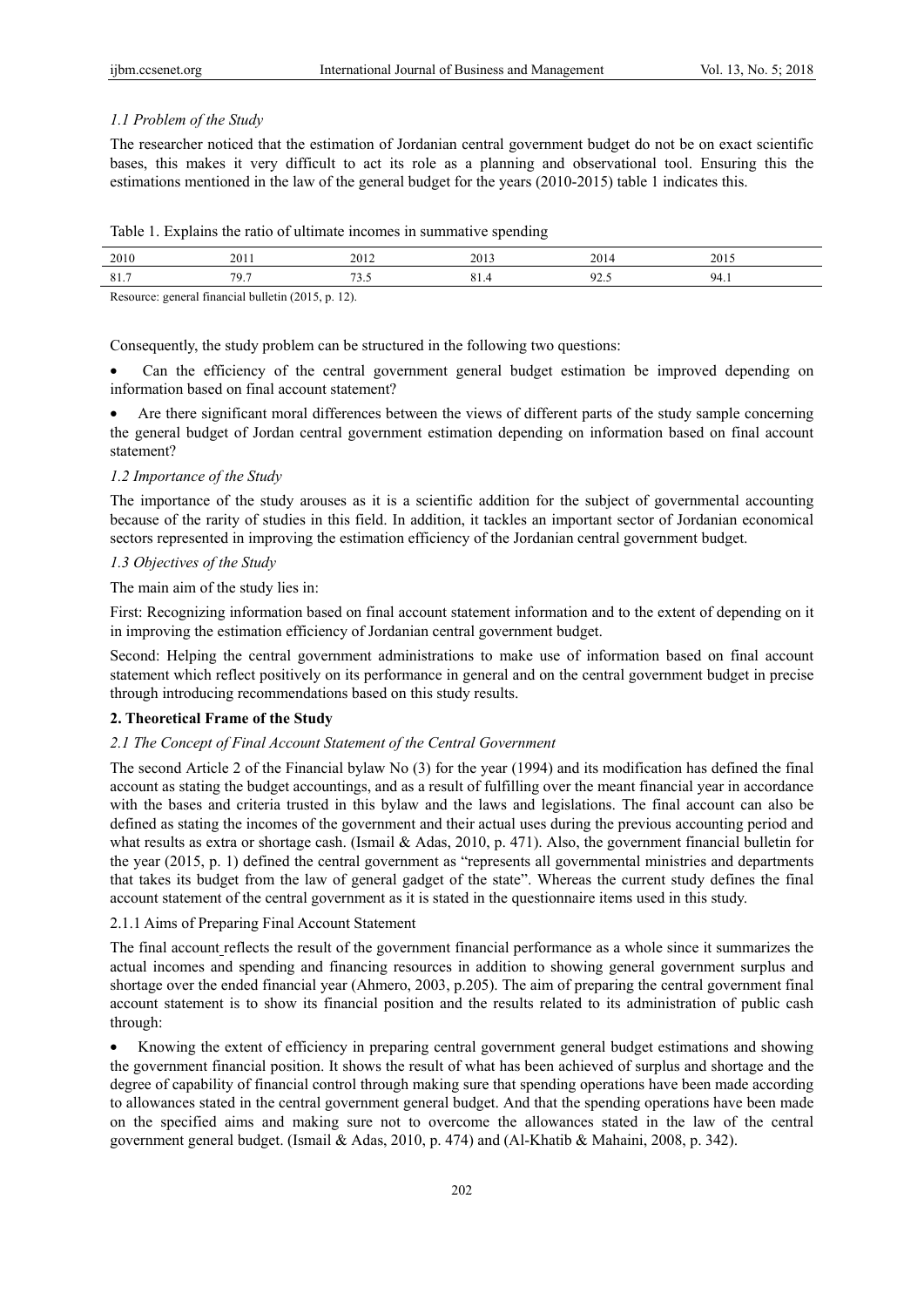### *1.1 Problem of the Study*

The researcher noticed that the estimation of Jordanian central government budget do not be on exact scientific bases, this makes it very difficult to act its role as a planning and observational tool. Ensuring this the estimations mentioned in the law of the general budget for the years (2010-2015) table 1 indicates this.

Table 1. Explains the ratio of ultimate incomes in summative spending

| 2010 | 2011 | 2012 | 2013 | 2014 | 2015 |
|---|---|---|---|---|---|
| 81.7 | 79.7 | 73.5 | 81.4 | 92.5 | 94.1 |

Resource: general financial bulletin (2015, p. 12).

Consequently, the study problem can be structured in the following two questions:

- Can the efficiency of the central government general budget estimation be improved depending on information based on final account statement?
- Are there significant moral differences between the views of different parts of the study sample concerning the general budget of Jordan central government estimation depending on information based on final account statement?

### *1.2 Importance of the Study*

The importance of the study arouses as it is a scientific addition for the subject of governmental accounting because of the rarity of studies in this field. In addition, it tackles an important sector of Jordanian economical sectors represented in improving the estimation efficiency of the Jordanian central government budget.

### *1.3 Objectives of the Study*

The main aim of the study lies in:

First: Recognizing information based on final account statement information and to the extent of depending on it in improving the estimation efficiency of Jordanian central government budget.

Second: Helping the central government administrations to make use of information based on final account statement which reflect positively on its performance in general and on the central government budget in precise through introducing recommendations based on this study results.

## **2. Theoretical Frame of the Study**

### *2.1 The Concept of Final Account Statement of the Central Government*

The second Article 2 of the Financial bylaw No (3) for the year (1994) and its modification has defined the final account as stating the budget accountings, and as a result of fulfilling over the meant financial year in accordance with the bases and criteria trusted in this bylaw and the laws and legislations. The final account can also be defined as stating the incomes of the government and their actual uses during the previous accounting period and what results as extra or shortage cash. (Ismail & Adas, 2010, p. 471). Also, the government financial bulletin for the year (2015, p. 1) defined the central government as "represents all governmental ministries and departments that takes its budget from the law of general gadget of the state". Whereas the current study defines the final account statement of the central government as it is stated in the questionnaire items used in this study.

#### 2.1.1 Aims of Preparing Final Account Statement

The final account reflects the result of the government financial performance as a whole since it summarizes the actual incomes and spending and financing resources in addition to showing general government surplus and shortage over the ended financial year (Ahmero, 2003, p.205). The aim of preparing the central government final account statement is to show its financial position and the results related to its administration of public cash through:

- Knowing the extent of efficiency in preparing central government general budget estimations and showing the government financial position. It shows the result of what has been achieved of surplus and shortage and the degree of capability of financial control through making sure that spending operations have been made according to allowances stated in the central government general budget. And that the spending operations have been made on the specified aims and making sure not to overcome the allowances stated in the law of the central government general budget. (Ismail & Adas, 2010, p. 474) and (Al-Khatib & Mahaini, 2008, p. 342).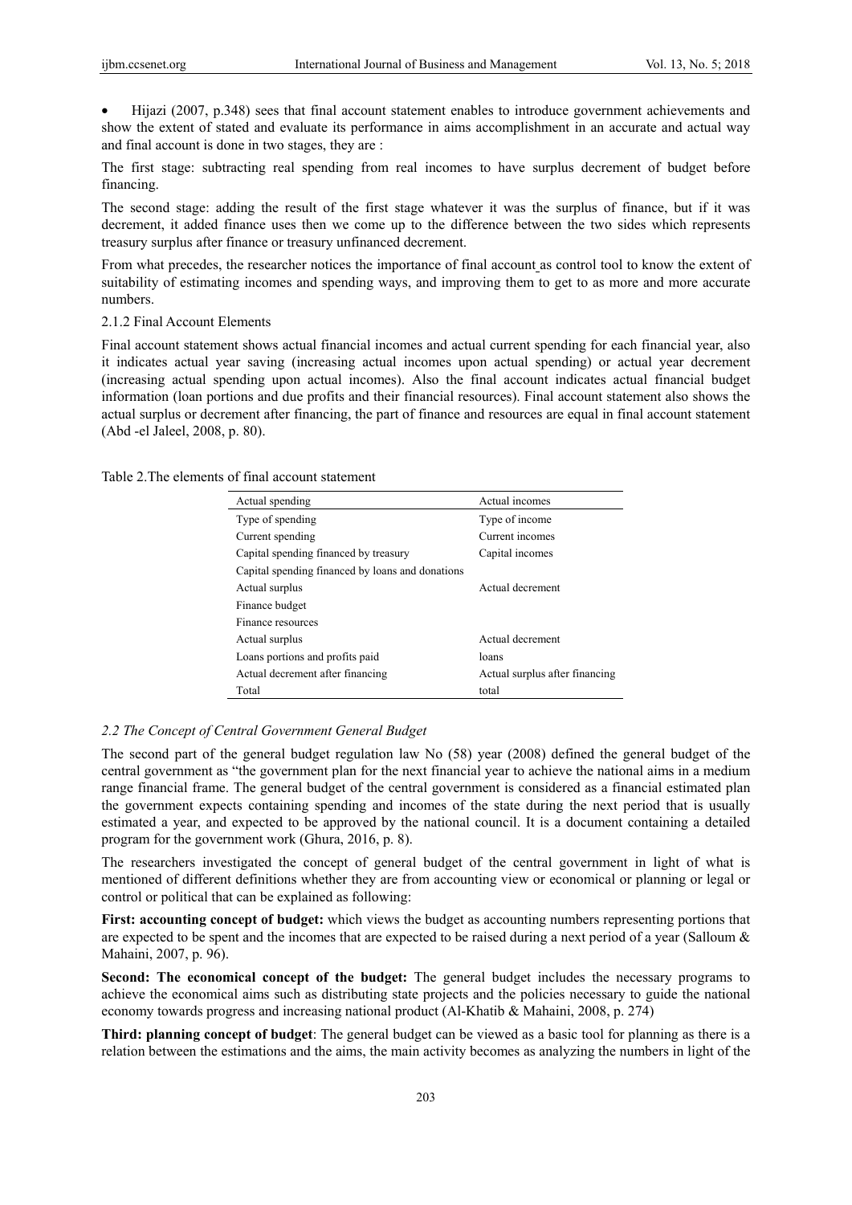- Hijazi (2007, p.348) sees that final account statement enables to introduce government achievements and show the extent of stated and evaluate its performance in aims accomplishment in an accurate and actual way and final account is done in two stages, they are :

The first stage: subtracting real spending from real incomes to have surplus decrement of budget before financing.

The second stage: adding the result of the first stage whatever it was the surplus of finance, but if it was decrement, it added finance uses then we come up to the difference between the two sides which represents treasury surplus after finance or treasury unfinanced decrement.

From what precedes, the researcher notices the importance of final account as control tool to know the extent of suitability of estimating incomes and spending ways, and improving them to get to as more and more accurate numbers.

### 2.1.2 Final Account Elements

Final account statement shows actual financial incomes and actual current spending for each financial year, also it indicates actual year saving (increasing actual incomes upon actual spending) or actual year decrement (increasing actual spending upon actual incomes). Also the final account indicates actual financial budget information (loan portions and due profits and their financial resources). Final account statement also shows the actual surplus or decrement after financing, the part of finance and resources are equal in final account statement (Abd -el Jaleel, 2008, p. 80).

Table 2.The elements of final account statement

| Actual spending | Actual incomes |
|---|---|
| Type of spending | Type of income |
| Current spending | Current incomes |
| Capital spending financed by treasury | Capital incomes |
| Capital spending financed by loans and donations | |
| Actual surplus | Actual decrement |
| Finance budget | |
| Finance resources | |
| Actual surplus | Actual decrement |
| Loans portions and profits paid | loans |
| Actual decrement after financing | Actual surplus after financing |
| Total | total |

### *2.2 The Concept of Central Government General Budget*

The second part of the general budget regulation law No (58) year (2008) defined the general budget of the central government as "the government plan for the next financial year to achieve the national aims in a medium range financial frame. The general budget of the central government is considered as a financial estimated plan the government expects containing spending and incomes of the state during the next period that is usually estimated a year, and expected to be approved by the national council. It is a document containing a detailed program for the government work (Ghura, 2016, p. 8).

The researchers investigated the concept of general budget of the central government in light of what is mentioned of different definitions whether they are from accounting view or economical or planning or legal or control or political that can be explained as following:

**First: accounting concept of budget:** which views the budget as accounting numbers representing portions that are expected to be spent and the incomes that are expected to be raised during a next period of a year (Salloum & Mahaini, 2007, p. 96).

**Second: The economical concept of the budget:** The general budget includes the necessary programs to achieve the economical aims such as distributing state projects and the policies necessary to guide the national economy towards progress and increasing national product (Al-Khatib & Mahaini, 2008, p. 274)

**Third: planning concept of budget**: The general budget can be viewed as a basic tool for planning as there is a relation between the estimations and the aims, the main activity becomes as analyzing the numbers in light of the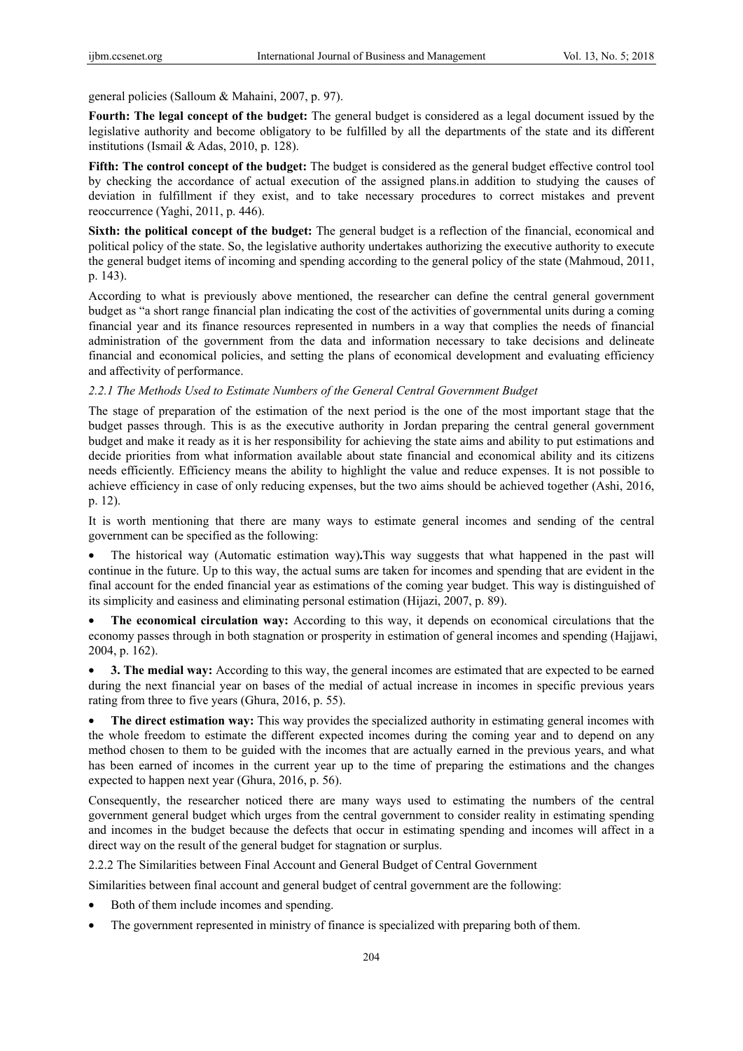general policies (Salloum & Mahaini, 2007, p. 97).

**Fourth: The legal concept of the budget:** The general budget is considered as a legal document issued by the legislative authority and become obligatory to be fulfilled by all the departments of the state and its different institutions (Ismail & Adas, 2010, p. 128).

**Fifth: The control concept of the budget:** The budget is considered as the general budget effective control tool by checking the accordance of actual execution of the assigned plans.in addition to studying the causes of deviation in fulfillment if they exist, and to take necessary procedures to correct mistakes and prevent reoccurrence (Yaghi, 2011, p. 446).

**Sixth: the political concept of the budget:** The general budget is a reflection of the financial, economical and political policy of the state. So, the legislative authority undertakes authorizing the executive authority to execute the general budget items of incoming and spending according to the general policy of the state (Mahmoud, 2011, p. 143).

According to what is previously above mentioned, the researcher can define the central general government budget as "a short range financial plan indicating the cost of the activities of governmental units during a coming financial year and its finance resources represented in numbers in a way that complies the needs of financial administration of the government from the data and information necessary to take decisions and delineate financial and economical policies, and setting the plans of economical development and evaluating efficiency and affectivity of performance.

*2.2.1 The Methods Used to Estimate Numbers of the General Central Government Budget*

The stage of preparation of the estimation of the next period is the one of the most important stage that the budget passes through. This is as the executive authority in Jordan preparing the central general government budget and make it ready as it is her responsibility for achieving the state aims and ability to put estimations and decide priorities from what information available about state financial and economical ability and its citizens needs efficiently. Efficiency means the ability to highlight the value and reduce expenses. It is not possible to achieve efficiency in case of only reducing expenses, but the two aims should be achieved together (Ashi, 2016, p. 12).

It is worth mentioning that there are many ways to estimate general incomes and sending of the central government can be specified as the following:

- The historical way (Automatic estimation way)**.**This way suggests that what happened in the past will continue in the future. Up to this way, the actual sums are taken for incomes and spending that are evident in the final account for the ended financial year as estimations of the coming year budget. This way is distinguished of its simplicity and easiness and eliminating personal estimation (Hijazi, 2007, p. 89).
- **The economical circulation way:** According to this way, it depends on economical circulations that the economy passes through in both stagnation or prosperity in estimation of general incomes and spending (Hajjawi, 2004, p. 162).
- **3. The medial way:** According to this way, the general incomes are estimated that are expected to be earned during the next financial year on bases of the medial of actual increase in incomes in specific previous years rating from three to five years (Ghura, 2016, p. 55).
- **The direct estimation way:** This way provides the specialized authority in estimating general incomes with the whole freedom to estimate the different expected incomes during the coming year and to depend on any method chosen to them to be guided with the incomes that are actually earned in the previous years, and what has been earned of incomes in the current year up to the time of preparing the estimations and the changes expected to happen next year (Ghura, 2016, p. 56).

Consequently, the researcher noticed there are many ways used to estimating the numbers of the central government general budget which urges from the central government to consider reality in estimating spending and incomes in the budget because the defects that occur in estimating spending and incomes will affect in a direct way on the result of the general budget for stagnation or surplus.

2.2.2 The Similarities between Final Account and General Budget of Central Government

Similarities between final account and general budget of central government are the following:

- Both of them include incomes and spending.
- The government represented in ministry of finance is specialized with preparing both of them.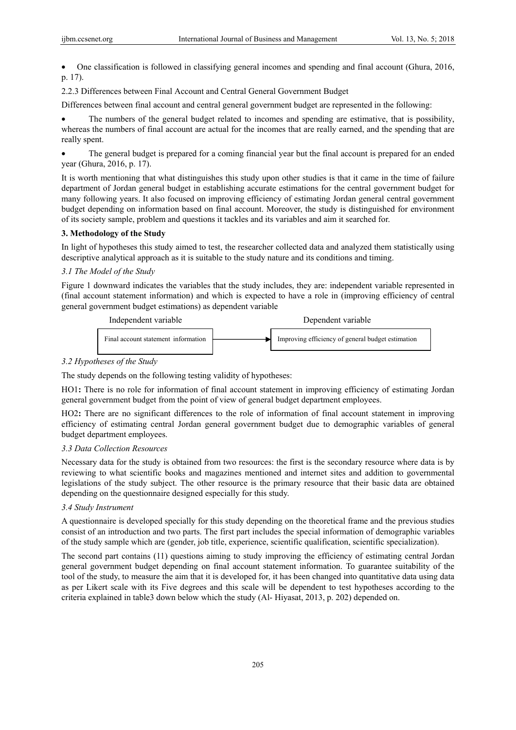- One classification is followed in classifying general incomes and spending and final account (Ghura, 2016, p. 17).

2.2.3 Differences between Final Account and Central General Government Budget

Differences between final account and central general government budget are represented in the following:

- The numbers of the general budget related to incomes and spending are estimative, that is possibility, whereas the numbers of final account are actual for the incomes that are really earned, and the spending that are really spent.
- The general budget is prepared for a coming financial year but the final account is prepared for an ended year (Ghura, 2016, p. 17).

It is worth mentioning that what distinguishes this study upon other studies is that it came in the time of failure department of Jordan general budget in establishing accurate estimations for the central government budget for many following years. It also focused on improving efficiency of estimating Jordan general central government budget depending on information based on final account. Moreover, the study is distinguished for environment of its society sample, problem and questions it tackles and its variables and aim it searched for.

## 3. Methodology of the Study

In light of hypotheses this study aimed to test, the researcher collected data and analyzed them statistically using descriptive analytical approach as it is suitable to the study nature and its conditions and timing.

### *3.1 The Model of the Study*

Figure 1 downward indicates the variables that the study includes, they are: independent variable represented in (final account statement information) and which is expected to have a role in (improving efficiency of central general government budget estimations) as dependent variable

| Independent variable | | Dependent variable |
|---|---|---|
| Final account statement information | → | Improving efficiency of general budget estimation |

### *3.2 Hypotheses of the Study*

The study depends on the following testing validity of hypotheses:

HO1**:** There is no role for information of final account statement in improving efficiency of estimating Jordan general government budget from the point of view of general budget department employees.

HO2**:** There are no significant differences to the role of information of final account statement in improving efficiency of estimating central Jordan general government budget due to demographic variables of general budget department employees.

### *3.3 Data Collection Resources*

Necessary data for the study is obtained from two resources: the first is the secondary resource where data is by reviewing to what scientific books and magazines mentioned and internet sites and addition to governmental legislations of the study subject. The other resource is the primary resource that their basic data are obtained depending on the questionnaire designed especially for this study.

### *3.4 Study Instrument*

A questionnaire is developed specially for this study depending on the theoretical frame and the previous studies consist of an introduction and two parts. The first part includes the special information of demographic variables of the study sample which are (gender, job title, experience, scientific qualification, scientific specialization).

The second part contains (11) questions aiming to study improving the efficiency of estimating central Jordan general government budget depending on final account statement information. To guarantee suitability of the tool of the study, to measure the aim that it is developed for, it has been changed into quantitative data using data as per Likert scale with its Five degrees and this scale will be dependent to test hypotheses according to the criteria explained in table3 down below which the study (Al- Hiyasat, 2013, p. 202) depended on.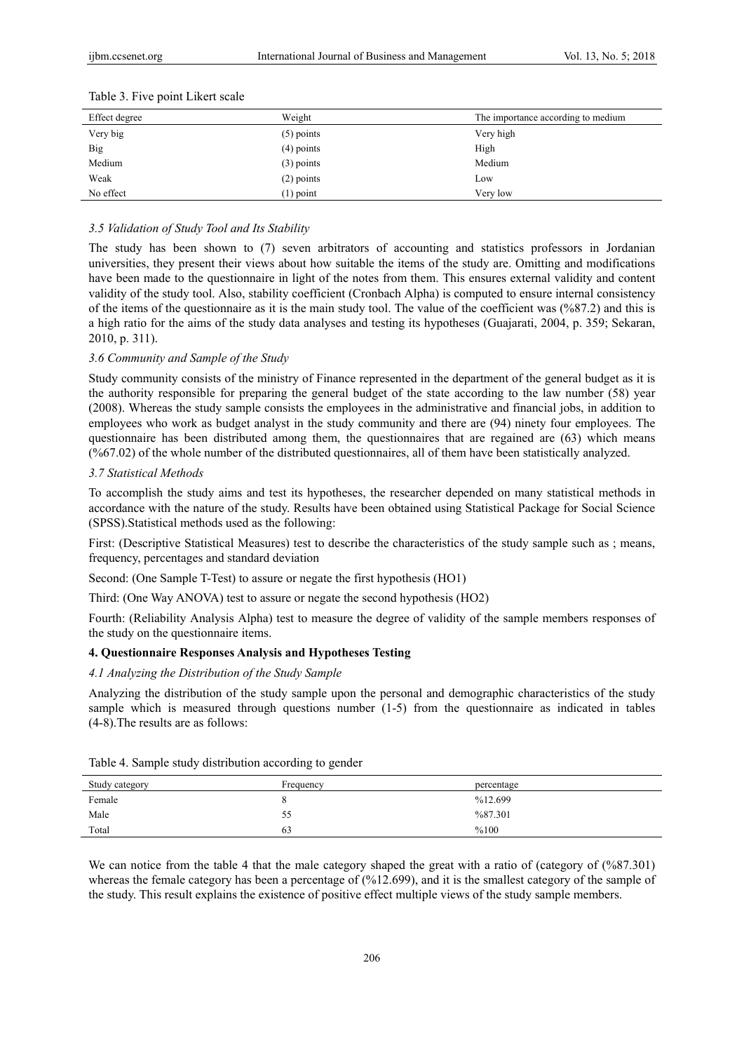Table 3. Five point Likert scale

| Effect degree | Weight | The importance according to medium |
|---|---|---|
| Very big | (5) points | Very high |
| Big | (4) points | High |
| Medium | (3) points | Medium |
| Weak | (2) points | Low |
| No effect | (1) point | Very low |

### *3.5 Validation of Study Tool and Its Stability*

The study has been shown to (7) seven arbitrators of accounting and statistics professors in Jordanian universities, they present their views about how suitable the items of the study are. Omitting and modifications have been made to the questionnaire in light of the notes from them. This ensures external validity and content validity of the study tool. Also, stability coefficient (Cronbach Alpha) is computed to ensure internal consistency of the items of the questionnaire as it is the main study tool. The value of the coefficient was (%87.2) and this is a high ratio for the aims of the study data analyses and testing its hypotheses (Guajarati, 2004, p. 359; Sekaran, 2010, p. 311).

### *3.6 Community and Sample of the Study*

Study community consists of the ministry of Finance represented in the department of the general budget as it is the authority responsible for preparing the general budget of the state according to the law number (58) year (2008). Whereas the study sample consists the employees in the administrative and financial jobs, in addition to employees who work as budget analyst in the study community and there are (94) ninety four employees. The questionnaire has been distributed among them, the questionnaires that are regained are (63) which means (%67.02) of the whole number of the distributed questionnaires, all of them have been statistically analyzed.

### *3.7 Statistical Methods*

To accomplish the study aims and test its hypotheses, the researcher depended on many statistical methods in accordance with the nature of the study. Results have been obtained using Statistical Package for Social Science (SPSS).Statistical methods used as the following:

First: (Descriptive Statistical Measures) test to describe the characteristics of the study sample such as ; means, frequency, percentages and standard deviation

Second: (One Sample T-Test) to assure or negate the first hypothesis (HO1)

Third: (One Way ANOVA) test to assure or negate the second hypothesis (HO2)

Fourth: (Reliability Analysis Alpha) test to measure the degree of validity of the sample members responses of the study on the questionnaire items.

## 4. Questionnaire Responses Analysis and Hypotheses Testing

### *4.1 Analyzing the Distribution of the Study Sample*

Analyzing the distribution of the study sample upon the personal and demographic characteristics of the study sample which is measured through questions number (1-5) from the questionnaire as indicated in tables (4-8).The results are as follows:

Table 4. Sample study distribution according to gender

| Study category | Frequency | percentage |
|---|---|---|
| Female | 8 | %12.699 |
| Male | 55 | %87.301 |
| Total | 63 | %100 |

We can notice from the table 4 that the male category shaped the great with a ratio of (category of (%87.301) whereas the female category has been a percentage of (%12.699), and it is the smallest category of the sample of the study. This result explains the existence of positive effect multiple views of the study sample members.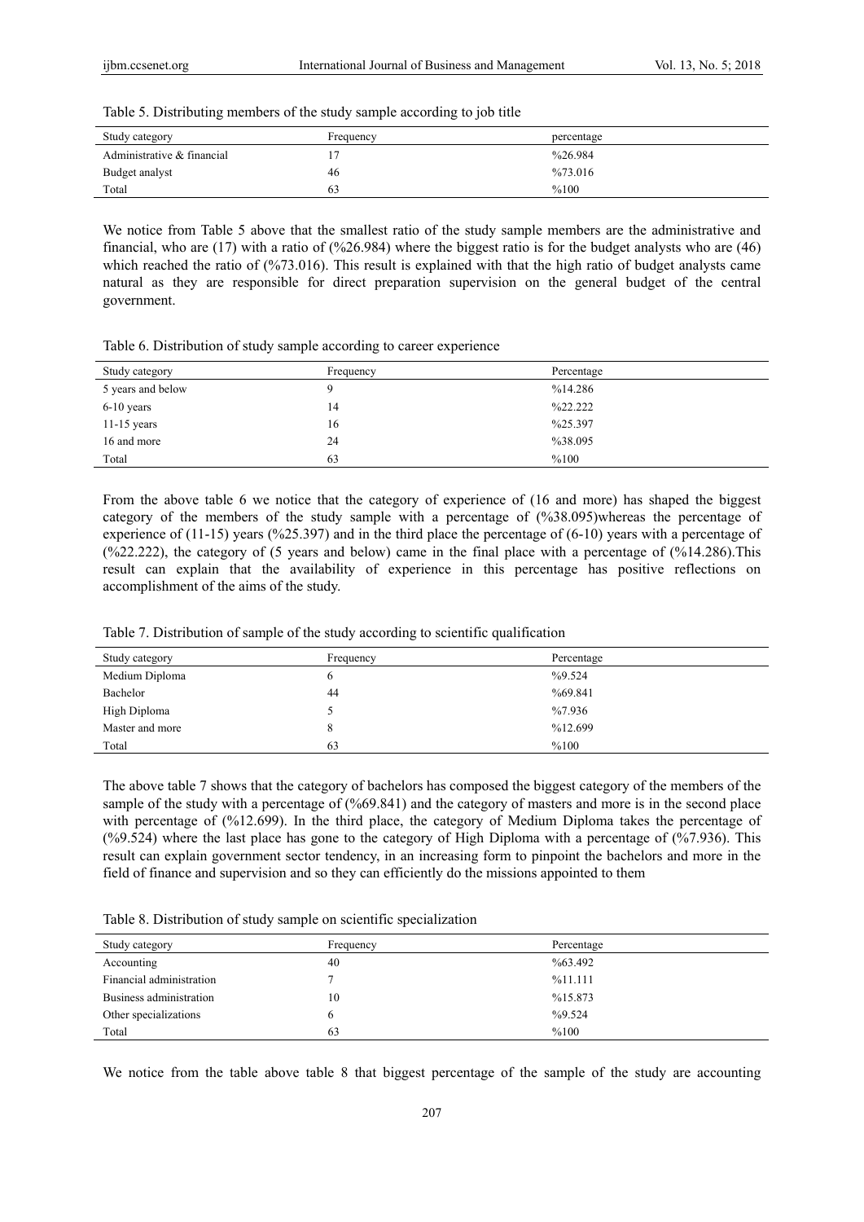Table 5. Distributing members of the study sample according to job title

| Study category | Frequency | percentage |
|---|---|---|
| Administrative & financial | 17 | %26.984 |
| Budget analyst | 46 | %73.016 |
| Total | 63 | %100 |

We notice from Table 5 above that the smallest ratio of the study sample members are the administrative and financial, who are (17) with a ratio of (%26.984) where the biggest ratio is for the budget analysts who are (46) which reached the ratio of (%73.016). This result is explained with that the high ratio of budget analysts came natural as they are responsible for direct preparation supervision on the general budget of the central government.

Table 6. Distribution of study sample according to career experience

| Study category | Frequency | Percentage |
|---|---|---|
| 5 years and below | 9 | %14.286 |
| 6-10 years | 14 | %22.222 |
| 11-15 years | 16 | %25.397 |
| 16 and more | 24 | %38.095 |
| Total | 63 | %100 |

From the above table 6 we notice that the category of experience of (16 and more) has shaped the biggest category of the members of the study sample with a percentage of (%38.095)whereas the percentage of experience of (11-15) years (%25.397) and in the third place the percentage of (6-10) years with a percentage of (%22.222), the category of (5 years and below) came in the final place with a percentage of (%14.286).This result can explain that the availability of experience in this percentage has positive reflections on accomplishment of the aims of the study.

Table 7. Distribution of sample of the study according to scientific qualification

| Study category | Frequency | Percentage |
|---|---|---|
| Medium Diploma | 6 | %9.524 |
| Bachelor | 44 | %69.841 |
| High Diploma | 5 | %7.936 |
| Master and more | 8 | %12.699 |
| Total | 63 | %100 |

The above table 7 shows that the category of bachelors has composed the biggest category of the members of the sample of the study with a percentage of (%69.841) and the category of masters and more is in the second place with percentage of (%12.699). In the third place, the category of Medium Diploma takes the percentage of (%9.524) where the last place has gone to the category of High Diploma with a percentage of (%7.936). This result can explain government sector tendency, in an increasing form to pinpoint the bachelors and more in the field of finance and supervision and so they can efficiently do the missions appointed to them

Table 8. Distribution of study sample on scientific specialization

| Study category | Frequency | Percentage |
|---|---|---|
| Accounting | 40 | %63.492 |
| Financial administration | 7 | %11.111 |
| Business administration | 10 | %15.873 |
| Other specializations | 6 | %9.524 |
| Total | 63 | %100 |

We notice from the table above table 8 that biggest percentage of the sample of the study are accounting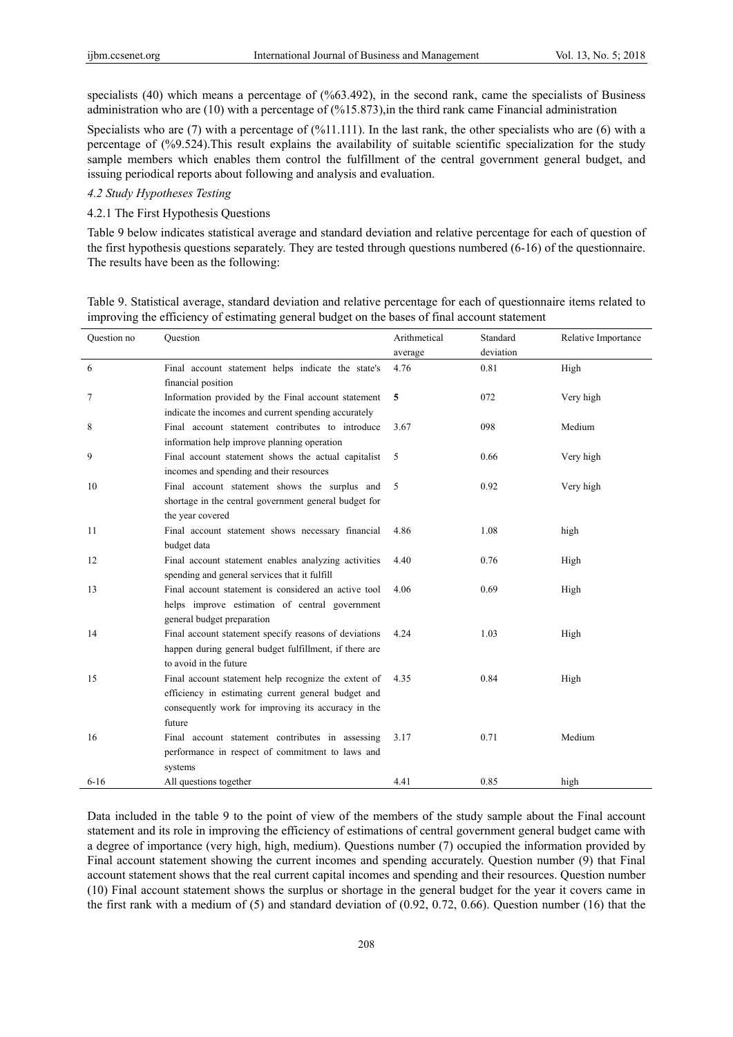specialists (40) which means a percentage of (%63.492), in the second rank, came the specialists of Business administration who are (10) with a percentage of (%15.873),in the third rank came Financial administration

Specialists who are (7) with a percentage of (%11.111). In the last rank, the other specialists who are (6) with a percentage of (%9.524).This result explains the availability of suitable scientific specialization for the study sample members which enables them control the fulfillment of the central government general budget, and issuing periodical reports about following and analysis and evaluation.

### *4.2 Study Hypotheses Testing*

#### 4.2.1 The First Hypothesis Questions

Table 9 below indicates statistical average and standard deviation and relative percentage for each of question of the first hypothesis questions separately. They are tested through questions numbered (6-16) of the questionnaire. The results have been as the following:

Table 9. Statistical average, standard deviation and relative percentage for each of questionnaire items related to improving the efficiency of estimating general budget on the bases of final account statement

| Question no | Question | Arithmetical average | Standard deviation | Relative Importance |
|---|---|---|---|---|
| 6 | Final account statement helps indicate the state's financial position | 4.76 | 0.81 | High |
| 7 | Information provided by the Final account statement indicate the incomes and current spending accurately | **5** | 072 | Very high |
| 8 | Final account statement contributes to introduce information help improve planning operation | 3.67 | 098 | Medium |
| 9 | Final account statement shows the actual capitalist incomes and spending and their resources | 5 | 0.66 | Very high |
| 10 | Final account statement shows the surplus and shortage in the central government general budget for the year covered | 5 | 0.92 | Very high |
| 11 | Final account statement shows necessary financial budget data | 4.86 | 1.08 | high |
| 12 | Final account statement enables analyzing activities spending and general services that it fulfill | 4.40 | 0.76 | High |
| 13 | Final account statement is considered an active tool helps improve estimation of central government general budget preparation | 4.06 | 0.69 | High |
| 14 | Final account statement specify reasons of deviations happen during general budget fulfillment, if there are to avoid in the future | 4.24 | 1.03 | High |
| 15 | Final account statement help recognize the extent of efficiency in estimating current general budget and consequently work for improving its accuracy in the future | 4.35 | 0.84 | High |
| 16 | Final account statement contributes in assessing performance in respect of commitment to laws and systems | 3.17 | 0.71 | Medium |
| 6-16 | All questions together | 4.41 | 0.85 | high |

Data included in the table 9 to the point of view of the members of the study sample about the Final account statement and its role in improving the efficiency of estimations of central government general budget came with a degree of importance (very high, high, medium). Questions number (7) occupied the information provided by Final account statement showing the current incomes and spending accurately. Question number (9) that Final account statement shows that the real current capital incomes and spending and their resources. Question number (10) Final account statement shows the surplus or shortage in the general budget for the year it covers came in the first rank with a medium of (5) and standard deviation of (0.92, 0.72, 0.66). Question number (16) that the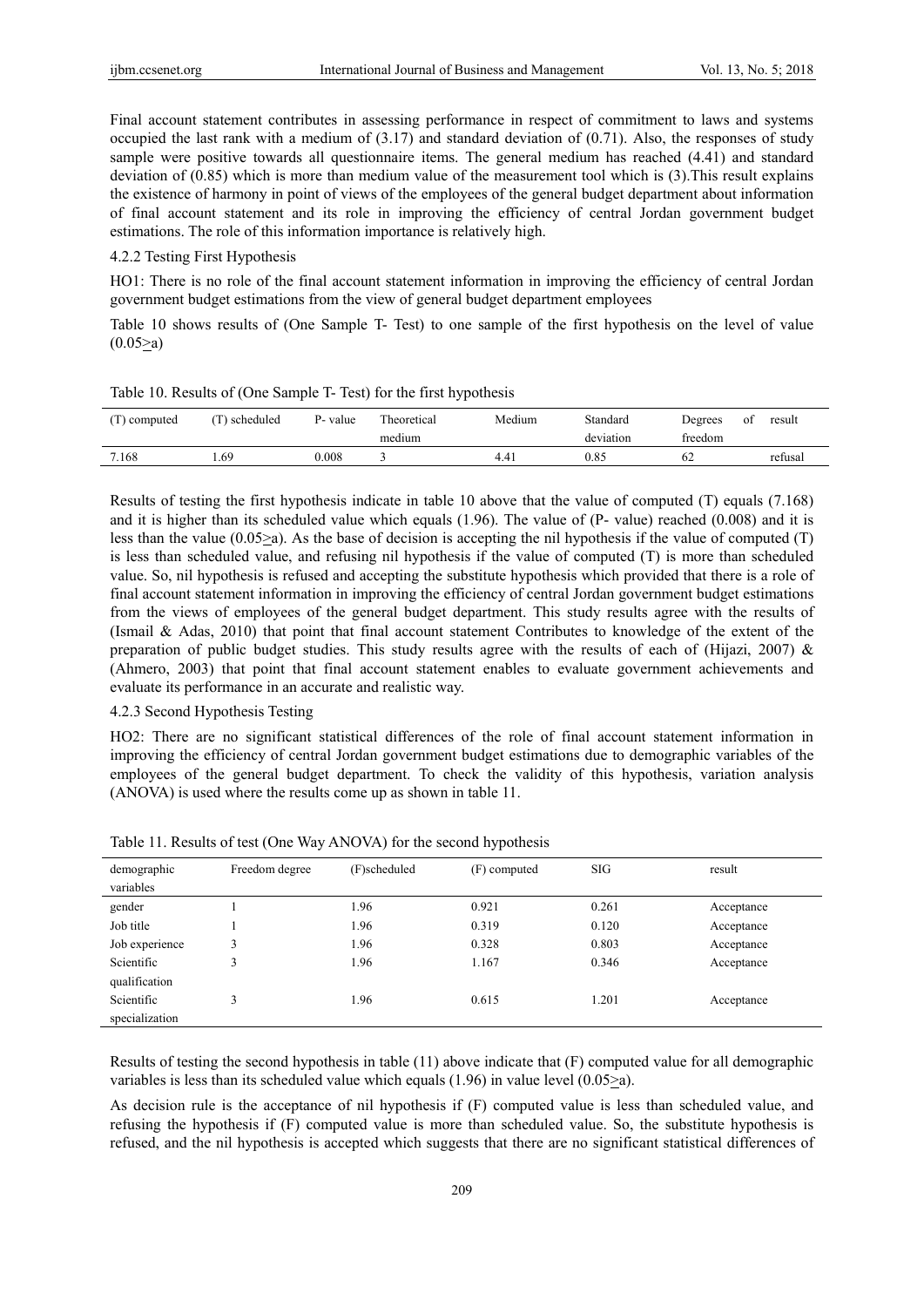Final account statement contributes in assessing performance in respect of commitment to laws and systems occupied the last rank with a medium of (3.17) and standard deviation of (0.71). Also, the responses of study sample were positive towards all questionnaire items. The general medium has reached (4.41) and standard deviation of (0.85) which is more than medium value of the measurement tool which is (3).This result explains the existence of harmony in point of views of the employees of the general budget department about information of final account statement and its role in improving the efficiency of central Jordan government budget estimations. The role of this information importance is relatively high.

### 4.2.2 Testing First Hypothesis

HO1: There is no role of the final account statement information in improving the efficiency of central Jordan government budget estimations from the view of general budget department employees

Table 10 shows results of (One Sample T- Test) to one sample of the first hypothesis on the level of value (0.05≥a)

Table 10. Results of (One Sample T- Test) for the first hypothesis

| (T) computed | (T) scheduled | P- value | Theoretical medium | Medium | Standard deviation | Degrees of freedom | result |
|---|---|---|---|---|---|---|---|
| 7.168 | 1.69 | 0.008 | 3 | 4.41 | 0.85 | 62 | refusal |

Results of testing the first hypothesis indicate in table 10 above that the value of computed (T) equals (7.168) and it is higher than its scheduled value which equals (1.96). The value of (P- value) reached (0.008) and it is less than the value (0.05≥a). As the base of decision is accepting the nil hypothesis if the value of computed (T) is less than scheduled value, and refusing nil hypothesis if the value of computed (T) is more than scheduled value. So, nil hypothesis is refused and accepting the substitute hypothesis which provided that there is a role of final account statement information in improving the efficiency of central Jordan government budget estimations from the views of employees of the general budget department. This study results agree with the results of (Ismail & Adas, 2010) that point that final account statement Contributes to knowledge of the extent of the preparation of public budget studies. This study results agree with the results of each of (Hijazi, 2007) & (Ahmero, 2003) that point that final account statement enables to evaluate government achievements and evaluate its performance in an accurate and realistic way.

### 4.2.3 Second Hypothesis Testing

HO2: There are no significant statistical differences of the role of final account statement information in improving the efficiency of central Jordan government budget estimations due to demographic variables of the employees of the general budget department. To check the validity of this hypothesis, variation analysis (ANOVA) is used where the results come up as shown in table 11.

Table 11. Results of test (One Way ANOVA) for the second hypothesis

| demographic variables | Freedom degree | (F)scheduled | (F) computed | SIG | result |
|---|---|---|---|---|---|
| gender | 1 | 1.96 | 0.921 | 0.261 | Acceptance |
| Job title | 1 | 1.96 | 0.319 | 0.120 | Acceptance |
| Job experience | 3 | 1.96 | 0.328 | 0.803 | Acceptance |
| Scientific qualification | 3 | 1.96 | 1.167 | 0.346 | Acceptance |
| Scientific specialization | 3 | 1.96 | 0.615 | 1.201 | Acceptance |

Results of testing the second hypothesis in table (11) above indicate that (F) computed value for all demographic variables is less than its scheduled value which equals (1.96) in value level (0.05≥a).

As decision rule is the acceptance of nil hypothesis if (F) computed value is less than scheduled value, and refusing the hypothesis if (F) computed value is more than scheduled value. So, the substitute hypothesis is refused, and the nil hypothesis is accepted which suggests that there are no significant statistical differences of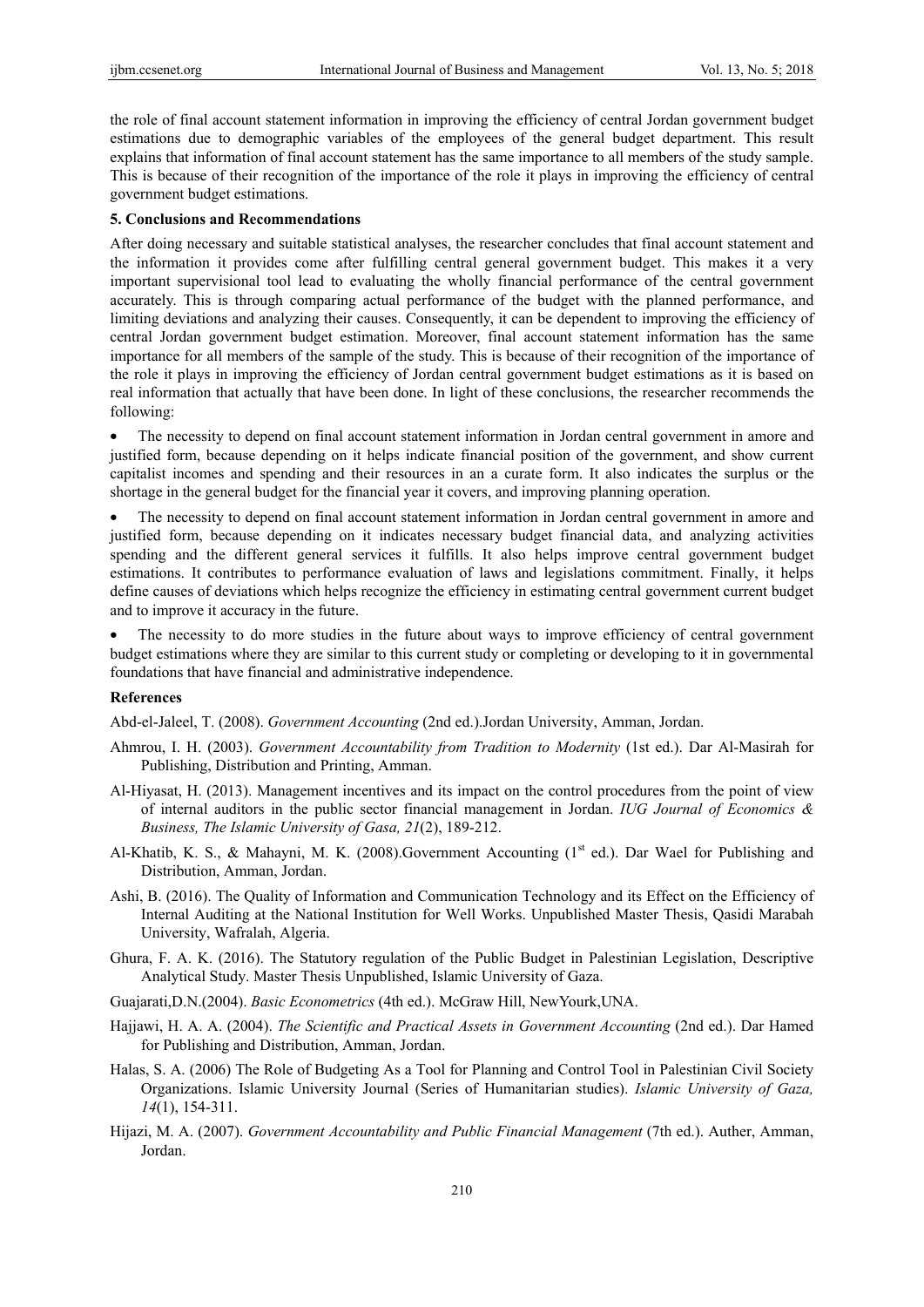the role of final account statement information in improving the efficiency of central Jordan government budget estimations due to demographic variables of the employees of the general budget department. This result explains that information of final account statement has the same importance to all members of the study sample. This is because of their recognition of the importance of the role it plays in improving the efficiency of central government budget estimations.

### 5. Conclusions and Recommendations

After doing necessary and suitable statistical analyses, the researcher concludes that final account statement and the information it provides come after fulfilling central general government budget. This makes it a very important supervisional tool lead to evaluating the wholly financial performance of the central government accurately. This is through comparing actual performance of the budget with the planned performance, and limiting deviations and analyzing their causes. Consequently, it can be dependent to improving the efficiency of central Jordan government budget estimation. Moreover, final account statement information has the same importance for all members of the sample of the study. This is because of their recognition of the importance of the role it plays in improving the efficiency of Jordan central government budget estimations as it is based on real information that actually that have been done. In light of these conclusions, the researcher recommends the following:

- The necessity to depend on final account statement information in Jordan central government in amore and justified form, because depending on it helps indicate financial position of the government, and show current capitalist incomes and spending and their resources in an a curate form. It also indicates the surplus or the shortage in the general budget for the financial year it covers, and improving planning operation.
- The necessity to depend on final account statement information in Jordan central government in amore and justified form, because depending on it indicates necessary budget financial data, and analyzing activities spending and the different general services it fulfills. It also helps improve central government budget estimations. It contributes to performance evaluation of laws and legislations commitment. Finally, it helps define causes of deviations which helps recognize the efficiency in estimating central government current budget and to improve it accuracy in the future.
- The necessity to do more studies in the future about ways to improve efficiency of central government budget estimations where they are similar to this current study or completing or developing to it in governmental foundations that have financial and administrative independence.

### References

Abd-el-Jaleel, T. (2008). *Government Accounting* (2nd ed.).Jordan University, Amman, Jordan.

Ahmrou, I. H. (2003). *Government Accountability from Tradition to Modernity* (1st ed.). Dar Al-Masirah for Publishing, Distribution and Printing, Amman.

Al-Hiyasat, H. (2013). Management incentives and its impact on the control procedures from the point of view of internal auditors in the public sector financial management in Jordan. *IUG Journal of Economics & Business, The Islamic University of Gasa, 21*(2), 189-212.

Al-Khatib, K. S., & Mahayni, M. K. (2008).Government Accounting (1st ed.). Dar Wael for Publishing and Distribution, Amman, Jordan.

Ashi, B. (2016). The Quality of Information and Communication Technology and its Effect on the Efficiency of Internal Auditing at the National Institution for Well Works. Unpublished Master Thesis, Qasidi Marabah University, Wafralah, Algeria.

Ghura, F. A. K. (2016). The Statutory regulation of the Public Budget in Palestinian Legislation, Descriptive Analytical Study. Master Thesis Unpublished, Islamic University of Gaza.

Guajarati,D.N.(2004). *Basic Econometrics* (4th ed.). McGraw Hill, NewYourk,UNA.

Hajjawi, H. A. A. (2004). *The Scientific and Practical Assets in Government Accounting* (2nd ed.). Dar Hamed for Publishing and Distribution, Amman, Jordan.

Halas, S. A. (2006) The Role of Budgeting As a Tool for Planning and Control Tool in Palestinian Civil Society Organizations. Islamic University Journal (Series of Humanitarian studies). *Islamic University of Gaza, 14*(1), 154-311.

Hijazi, M. A. (2007). *Government Accountability and Public Financial Management* (7th ed.). Auther, Amman, Jordan.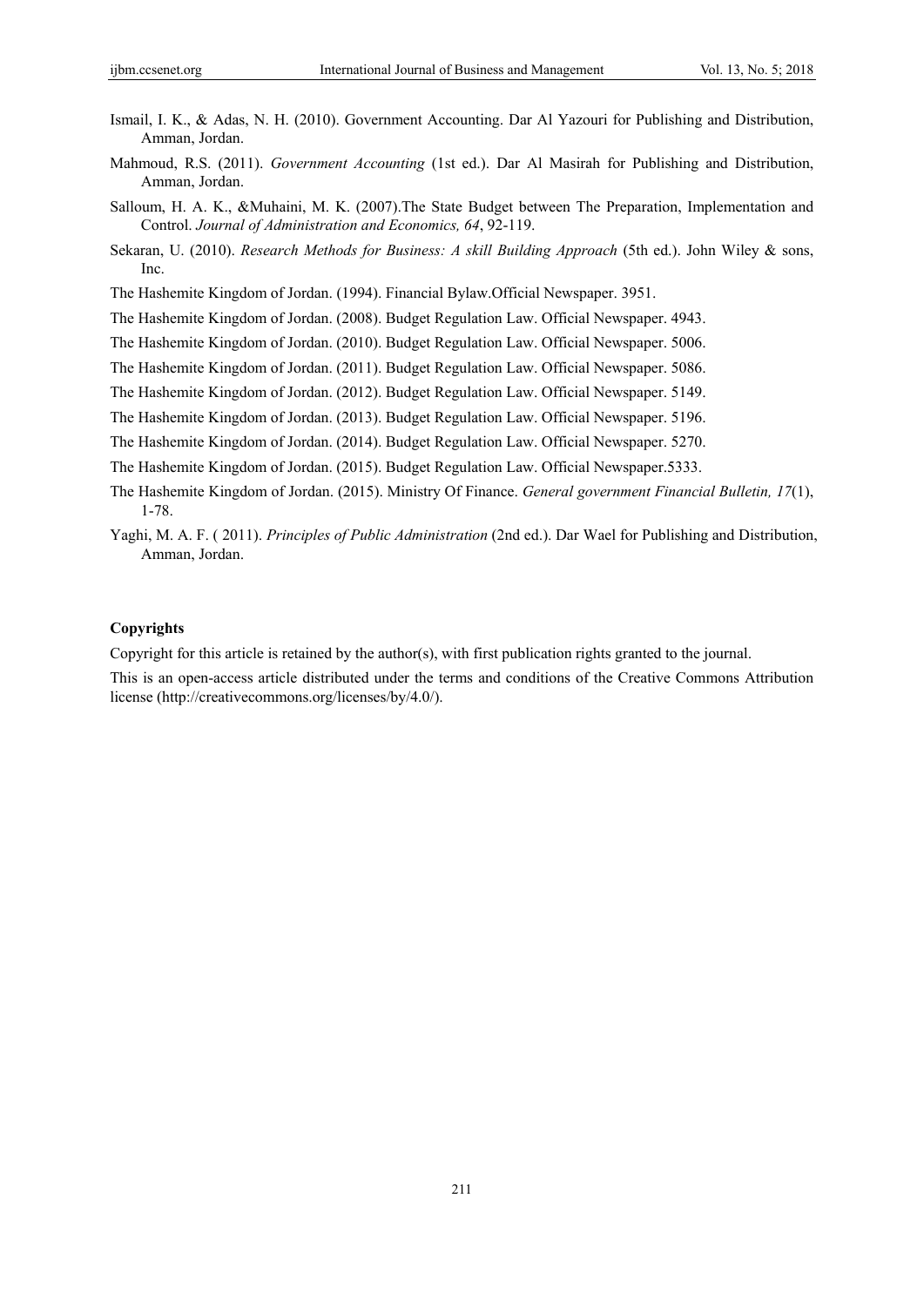Ismail, I. K., & Adas, N. H. (2010). Government Accounting. Dar Al Yazouri for Publishing and Distribution, Amman, Jordan.

Mahmoud, R.S. (2011). *Government Accounting* (1st ed.). Dar Al Masirah for Publishing and Distribution, Amman, Jordan.

Salloum, H. A. K., &Muhaini, M. K. (2007).The State Budget between The Preparation, Implementation and Control. *Journal of Administration and Economics, 64*, 92-119.

Sekaran, U. (2010). *Research Methods for Business: A skill Building Approach* (5th ed.). John Wiley & sons, Inc.

The Hashemite Kingdom of Jordan. (1994). Financial Bylaw.Official Newspaper. 3951.

The Hashemite Kingdom of Jordan. (2008). Budget Regulation Law. Official Newspaper. 4943.

The Hashemite Kingdom of Jordan. (2010). Budget Regulation Law. Official Newspaper. 5006.

The Hashemite Kingdom of Jordan. (2011). Budget Regulation Law. Official Newspaper. 5086.

The Hashemite Kingdom of Jordan. (2012). Budget Regulation Law. Official Newspaper. 5149.

The Hashemite Kingdom of Jordan. (2013). Budget Regulation Law. Official Newspaper. 5196.

The Hashemite Kingdom of Jordan. (2014). Budget Regulation Law. Official Newspaper. 5270.

The Hashemite Kingdom of Jordan. (2015). Budget Regulation Law. Official Newspaper.5333.

The Hashemite Kingdom of Jordan. (2015). Ministry Of Finance. *General government Financial Bulletin, 17*(1), 1-78.

Yaghi, M. A. F. ( 2011). *Principles of Public Administration* (2nd ed.). Dar Wael for Publishing and Distribution, Amman, Jordan.

**Copyrights**

Copyright for this article is retained by the author(s), with first publication rights granted to the journal.

This is an open-access article distributed under the terms and conditions of the Creative Commons Attribution license (http://creativecommons.org/licenses/by/4.0/).